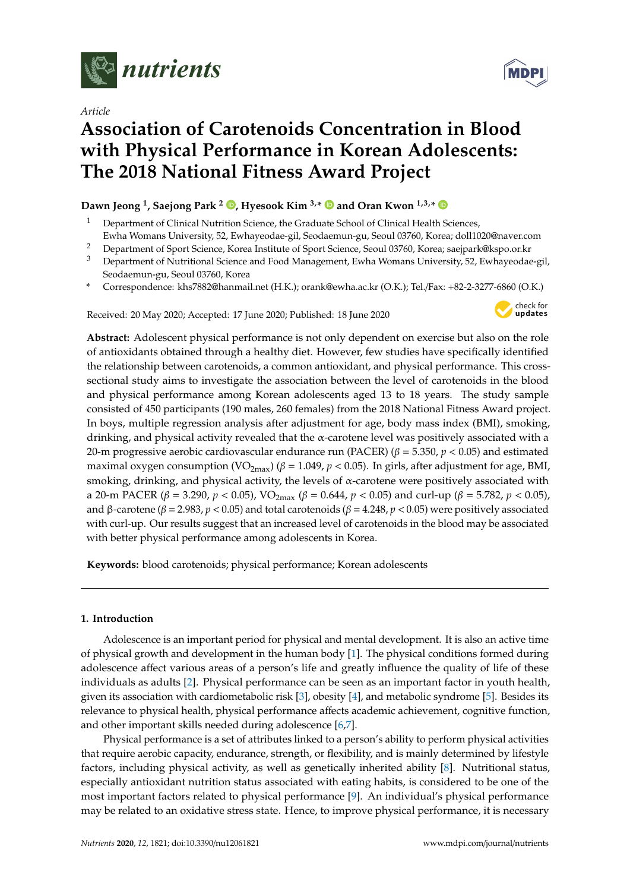*Article*

# Association of Carotenoids Concentration in Blood with Physical Performance in Korean Adolescents: The 2018 National Fitness Award Project

**Dawn Jeong [1], Saejong Park [2], Hyesook Kim [3,*] and Oran Kwon [1,3,*]**

[1] Department of Clinical Nutrition Science, the Graduate School of Clinical Health Sciences, Ewha Womans University, 52, Ewhayeodae-gil, Seodaemun-gu, Seoul 03760, Korea; doll1020@naver.com

[2] Department of Sport Science, Korea Institute of Sport Science, Seoul 03760, Korea; saejpark@kspo.or.kr

[3] Department of Nutritional Science and Food Management, Ewha Womans University, 52, Ewhayeodae-gil, Seodaemun-gu, Seoul 03760, Korea

\* Correspondence: khs7882@hanmail.net (H.K.); orank@ewha.ac.kr (O.K.); Tel./Fax: +82-2-3277-6860 (O.K.)

Received: 20 May 2020; Accepted: 17 June 2020; Published: 18 June 2020

**Abstract:** Adolescent physical performance is not only dependent on exercise but also on the role of antioxidants obtained through a healthy diet. However, few studies have specifically identified the relationship between carotenoids, a common antioxidant, and physical performance. This cross-sectional study aims to investigate the association between the level of carotenoids in the blood and physical performance among Korean adolescents aged 13 to 18 years. The study sample consisted of 450 participants (190 males, 260 females) from the 2018 National Fitness Award project. In boys, multiple regression analysis after adjustment for age, body mass index (BMI), smoking, drinking, and physical activity revealed that the α-carotene level was positively associated with a 20-m progressive aerobic cardiovascular endurance run (PACER) ($\beta = 5.350$, $p < 0.05$) and estimated maximal oxygen consumption ($VO_{2max}$) ($\beta = 1.049$, $p < 0.05$). In girls, after adjustment for age, BMI, smoking, drinking, and physical activity, the levels of α-carotene were positively associated with a 20-m PACER ($\beta = 3.290$, $p < 0.05$), $VO_{2max}$ ($\beta = 0.644$, $p < 0.05$) and curl-up ($\beta = 5.782$, $p < 0.05$), and β-carotene ($\beta = 2.983$, $p < 0.05$) and total carotenoids ($\beta = 4.248$, $p < 0.05$) were positively associated with curl-up. Our results suggest that an increased level of carotenoids in the blood may be associated with better physical performance among adolescents in Korea.

**Keywords:** blood carotenoids; physical performance; Korean adolescents

## 1. Introduction

Adolescence is an important period for physical and mental development. It is also an active time of physical growth and development in the human body [1]. The physical conditions formed during adolescence affect various areas of a person's life and greatly influence the quality of life of these individuals as adults [2]. Physical performance can be seen as an important factor in youth health, given its association with cardiometabolic risk [3], obesity [4], and metabolic syndrome [5]. Besides its relevance to physical health, physical performance affects academic achievement, cognitive function, and other important skills needed during adolescence [6,7].

Physical performance is a set of attributes linked to a person's ability to perform physical activities that require aerobic capacity, endurance, strength, or flexibility, and is mainly determined by lifestyle factors, including physical activity, as well as genetically inherited ability [8]. Nutritional status, especially antioxidant nutrition status associated with eating habits, is considered to be one of the most important factors related to physical performance [9]. An individual's physical performance may be related to an oxidative stress state. Hence, to improve physical performance, it is necessary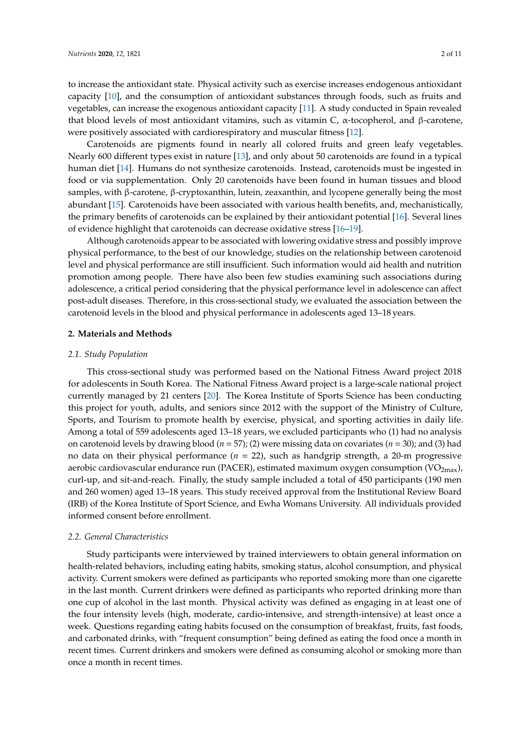to increase the antioxidant state. Physical activity such as exercise increases endogenous antioxidant capacity [10], and the consumption of antioxidant substances through foods, such as fruits and vegetables, can increase the exogenous antioxidant capacity [11]. A study conducted in Spain revealed that blood levels of most antioxidant vitamins, such as vitamin C, α-tocopherol, and β-carotene, were positively associated with cardiorespiratory and muscular fitness [12].

Carotenoids are pigments found in nearly all colored fruits and green leafy vegetables. Nearly 600 different types exist in nature [13], and only about 50 carotenoids are found in a typical human diet [14]. Humans do not synthesize carotenoids. Instead, carotenoids must be ingested in food or via supplementation. Only 20 carotenoids have been found in human tissues and blood samples, with β-carotene, β-cryptoxanthin, lutein, zeaxanthin, and lycopene generally being the most abundant [15]. Carotenoids have been associated with various health benefits, and, mechanistically, the primary benefits of carotenoids can be explained by their antioxidant potential [16]. Several lines of evidence highlight that carotenoids can decrease oxidative stress [16–19].

Although carotenoids appear to be associated with lowering oxidative stress and possibly improve physical performance, to the best of our knowledge, studies on the relationship between carotenoid level and physical performance are still insufficient. Such information would aid health and nutrition promotion among people. There have also been few studies examining such associations during adolescence, a critical period considering that the physical performance level in adolescence can affect post-adult diseases. Therefore, in this cross-sectional study, we evaluated the association between the carotenoid levels in the blood and physical performance in adolescents aged 13–18 years.

## 2. Materials and Methods

### 2.1. Study Population

This cross-sectional study was performed based on the National Fitness Award project 2018 for adolescents in South Korea. The National Fitness Award project is a large-scale national project currently managed by 21 centers [20]. The Korea Institute of Sports Science has been conducting this project for youth, adults, and seniors since 2012 with the support of the Ministry of Culture, Sports, and Tourism to promote health by exercise, physical, and sporting activities in daily life. Among a total of 559 adolescents aged 13–18 years, we excluded participants who (1) had no analysis on carotenoid levels by drawing blood ($n$ = 57); (2) were missing data on covariates ($n$ = 30); and (3) had no data on their physical performance ($n$ = 22), such as handgrip strength, a 20-m progressive aerobic cardiovascular endurance run (PACER), estimated maximum oxygen consumption ($VO_{2max}$), curl-up, and sit-and-reach. Finally, the study sample included a total of 450 participants (190 men and 260 women) aged 13–18 years. This study received approval from the Institutional Review Board (IRB) of the Korea Institute of Sport Science, and Ewha Womans University. All individuals provided informed consent before enrollment.

### 2.2. General Characteristics

Study participants were interviewed by trained interviewers to obtain general information on health-related behaviors, including eating habits, smoking status, alcohol consumption, and physical activity. Current smokers were defined as participants who reported smoking more than one cigarette in the last month. Current drinkers were defined as participants who reported drinking more than one cup of alcohol in the last month. Physical activity was defined as engaging in at least one of the four intensity levels (high, moderate, cardio-intensive, and strength-intensive) at least once a week. Questions regarding eating habits focused on the consumption of breakfast, fruits, fast foods, and carbonated drinks, with "frequent consumption" being defined as eating the food once a month in recent times. Current drinkers and smokers were defined as consuming alcohol or smoking more than once a month in recent times.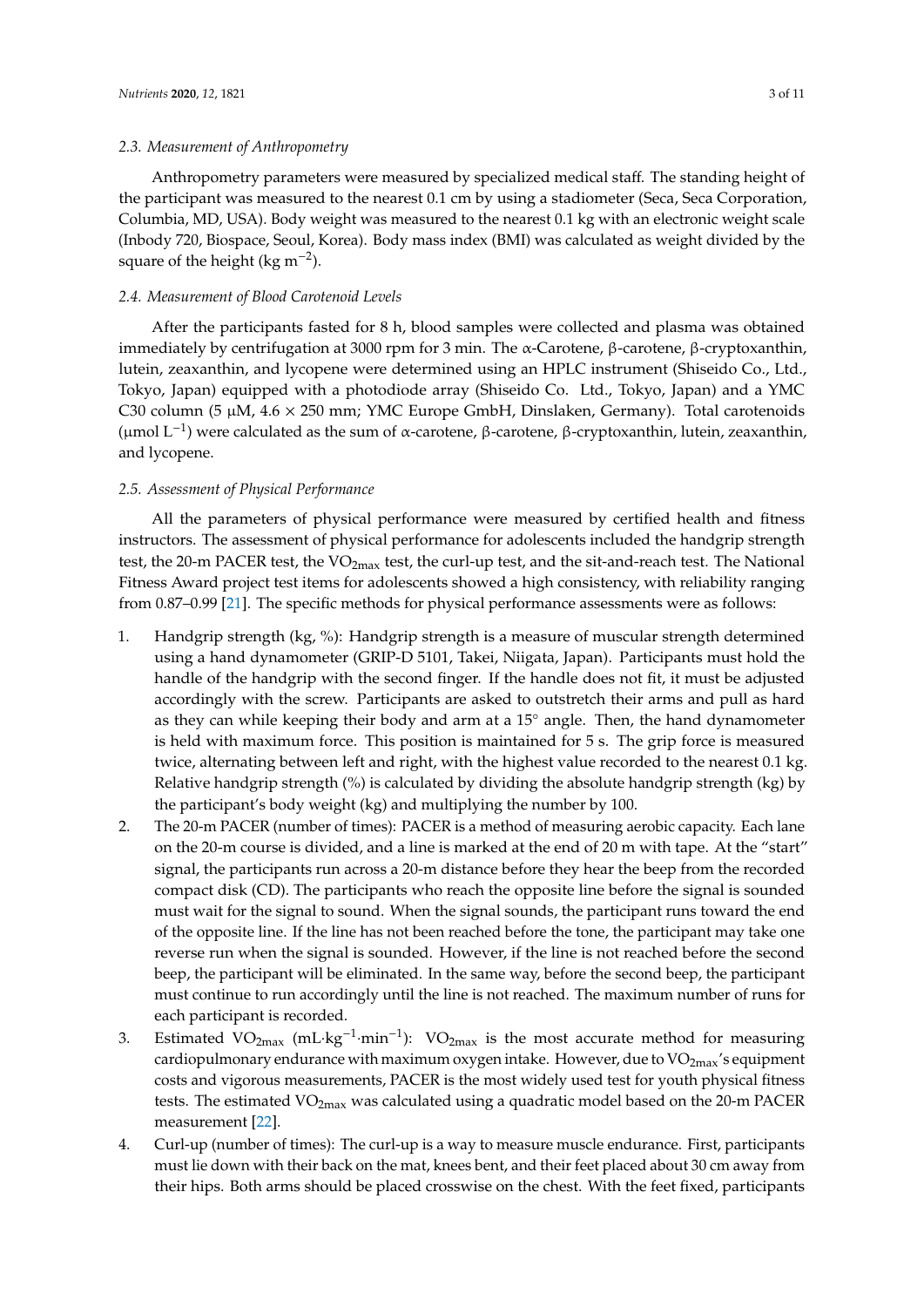### 2.3. Measurement of Anthropometry

Anthropometry parameters were measured by specialized medical staff. The standing height of the participant was measured to the nearest 0.1 cm by using a stadiometer (Seca, Seca Corporation, Columbia, MD, USA). Body weight was measured to the nearest 0.1 kg with an electronic weight scale (Inbody 720, Biospace, Seoul, Korea). Body mass index (BMI) was calculated as weight divided by the square of the height (kg $m^{-2}$).

### 2.4. Measurement of Blood Carotenoid Levels

After the participants fasted for 8 h, blood samples were collected and plasma was obtained immediately by centrifugation at 3000 rpm for 3 min. The α-Carotene, β-carotene, β-cryptoxanthin, lutein, zeaxanthin, and lycopene were determined using an HPLC instrument (Shiseido Co., Ltd., Tokyo, Japan) equipped with a photodiode array (Shiseido Co. Ltd., Tokyo, Japan) and a YMC C30 column (5 μM, 4.6 × 250 mm; YMC Europe GmbH, Dinslaken, Germany). Total carotenoids (μmol $L^{-1}$) were calculated as the sum of α-carotene, β-carotene, β-cryptoxanthin, lutein, zeaxanthin, and lycopene.

### 2.5. Assessment of Physical Performance

All the parameters of physical performance were measured by certified health and fitness instructors. The assessment of physical performance for adolescents included the handgrip strength test, the 20-m PACER test, the $VO_{2max}$ test, the curl-up test, and the sit-and-reach test. The National Fitness Award project test items for adolescents showed a high consistency, with reliability ranging from 0.87–0.99 [21]. The specific methods for physical performance assessments were as follows:

1. Handgrip strength (kg, %): Handgrip strength is a measure of muscular strength determined using a hand dynamometer (GRIP-D 5101, Takei, Niigata, Japan). Participants must hold the handle of the handgrip with the second finger. If the handle does not fit, it must be adjusted accordingly with the screw. Participants are asked to outstretch their arms and pull as hard as they can while keeping their body and arm at a 15° angle. Then, the hand dynamometer is held with maximum force. This position is maintained for 5 s. The grip force is measured twice, alternating between left and right, with the highest value recorded to the nearest 0.1 kg. Relative handgrip strength (%) is calculated by dividing the absolute handgrip strength (kg) by the participant's body weight (kg) and multiplying the number by 100.
2. The 20-m PACER (number of times): PACER is a method of measuring aerobic capacity. Each lane on the 20-m course is divided, and a line is marked at the end of 20 m with tape. At the "start" signal, the participants run across a 20-m distance before they hear the beep from the recorded compact disk (CD). The participants who reach the opposite line before the signal is sounded must wait for the signal to sound. When the signal sounds, the participant runs toward the end of the opposite line. If the line has not been reached before the tone, the participant may take one reverse run when the signal is sounded. However, if the line is not reached before the second beep, the participant will be eliminated. In the same way, before the second beep, the participant must continue to run accordingly until the line is not reached. The maximum number of runs for each participant is recorded.
3. Estimated $VO_{2max}$ (mL·$kg^{-1}$·$min^{-1}$): $VO_{2max}$ is the most accurate method for measuring cardiopulmonary endurance with maximum oxygen intake. However, due to $VO_{2max}$'s equipment costs and vigorous measurements, PACER is the most widely used test for youth physical fitness tests. The estimated $VO_{2max}$ was calculated using a quadratic model based on the 20-m PACER measurement [22].
4. Curl-up (number of times): The curl-up is a way to measure muscle endurance. First, participants must lie down with their back on the mat, knees bent, and their feet placed about 30 cm away from their hips. Both arms should be placed crosswise on the chest. With the feet fixed, participants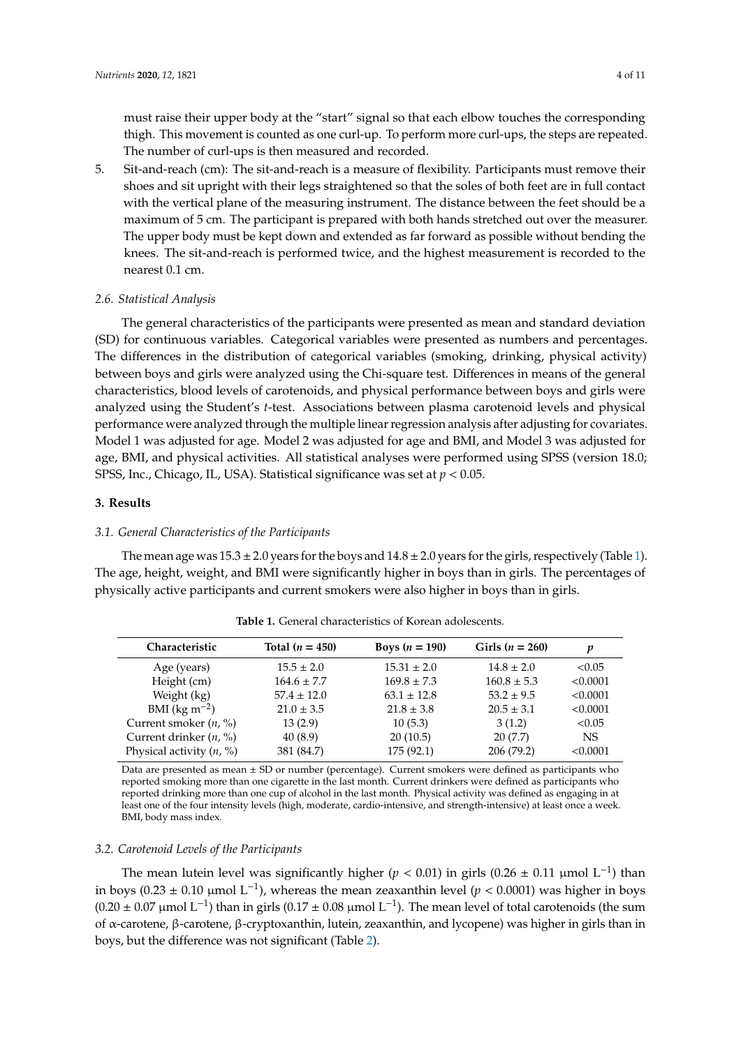must raise their upper body at the "start" signal so that each elbow touches the corresponding thigh. This movement is counted as one curl-up. To perform more curl-ups, the steps are repeated. The number of curl-ups is then measured and recorded.

5. Sit-and-reach (cm): The sit-and-reach is a measure of flexibility. Participants must remove their shoes and sit upright with their legs straightened so that the soles of both feet are in full contact with the vertical plane of the measuring instrument. The distance between the feet should be a maximum of 5 cm. The participant is prepared with both hands stretched out over the measurer. The upper body must be kept down and extended as far forward as possible without bending the knees. The sit-and-reach is performed twice, and the highest measurement is recorded to the nearest 0.1 cm.

### *2.6. Statistical Analysis*

The general characteristics of the participants were presented as mean and standard deviation (SD) for continuous variables. Categorical variables were presented as numbers and percentages. The differences in the distribution of categorical variables (smoking, drinking, physical activity) between boys and girls were analyzed using the Chi-square test. Differences in means of the general characteristics, blood levels of carotenoids, and physical performance between boys and girls were analyzed using the Student's *t*-test. Associations between plasma carotenoid levels and physical performance were analyzed through the multiple linear regression analysis after adjusting for covariates. Model 1 was adjusted for age. Model 2 was adjusted for age and BMI, and Model 3 was adjusted for age, BMI, and physical activities. All statistical analyses were performed using SPSS (version 18.0; SPSS, Inc., Chicago, IL, USA). Statistical significance was set at $p < 0.05$.

## 3. Results

### *3.1. General Characteristics of the Participants*

The mean age was 15.3 ± 2.0 years for the boys and 14.8 ± 2.0 years for the girls, respectively (Table 1). The age, height, weight, and BMI were significantly higher in boys than in girls. The percentages of physically active participants and current smokers were also higher in boys than in girls.

**Table 1.** General characteristics of Korean adolescents.

| Characteristic | Total ($n$ = 450) | Boys ($n$ = 190) | Girls ($n$ = 260) | $p$ |
|---|---|---|---|---|
| Age (years) | 15.5 ± 2.0 | 15.31 ± 2.0 | 14.8 ± 2.0 | <0.05 |
| Height (cm) | 164.6 ± 7.7 | 169.8 ± 7.3 | 160.8 ± 5.3 | <0.0001 |
| Weight (kg) | 57.4 ± 12.0 | 63.1 ± 12.8 | 53.2 ± 9.5 | <0.0001 |
| BMI (kg $m^{-2}$) | 21.0 ± 3.5 | 21.8 ± 3.8 | 20.5 ± 3.1 | <0.0001 |
| Current smoker ($n$, %) | 13 (2.9) | 10 (5.3) | 3 (1.2) | <0.05 |
| Current drinker ($n$, %) | 40 (8.9) | 20 (10.5) | 20 (7.7) | NS |
| Physical activity ($n$, %) | 381 (84.7) | 175 (92.1) | 206 (79.2) | <0.0001 |

Data are presented as mean ± SD or number (percentage). Current smokers were defined as participants who reported smoking more than one cigarette in the last month. Current drinkers were defined as participants who reported drinking more than one cup of alcohol in the last month. Physical activity was defined as engaging in at least one of the four intensity levels (high, moderate, cardio-intensive, and strength-intensive) at least once a week. BMI, body mass index.

### *3.2. Carotenoid Levels of the Participants*

The mean lutein level was significantly higher ($p < 0.01$) in girls (0.26 ± 0.11 μmol $L^{-1}$) than in boys (0.23 ± 0.10 μmol $L^{-1}$), whereas the mean zeaxanthin level ($p < 0.0001$) was higher in boys (0.20 ± 0.07 μmol $L^{-1}$) than in girls (0.17 ± 0.08 μmol $L^{-1}$). The mean level of total carotenoids (the sum of α-carotene, β-carotene, β-cryptoxanthin, lutein, zeaxanthin, and lycopene) was higher in girls than in boys, but the difference was not significant (Table 2).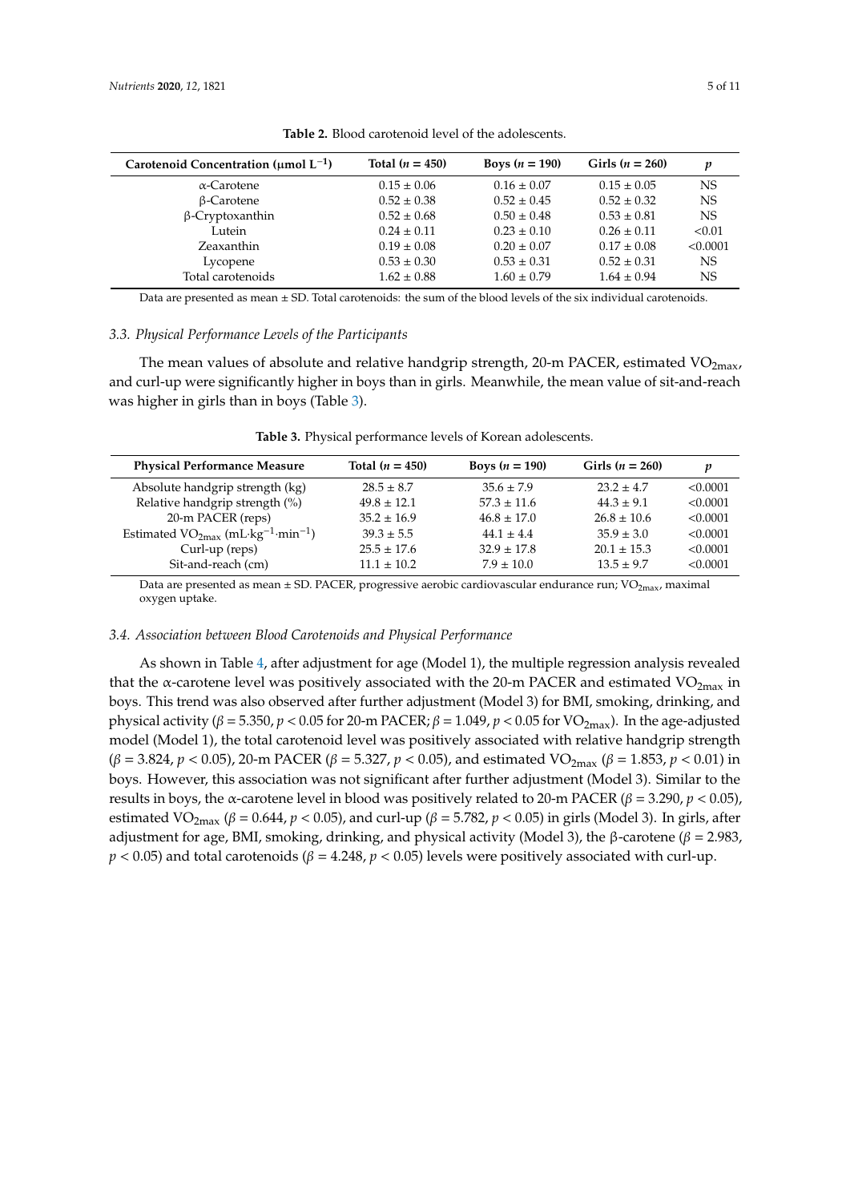**Table 2.** Blood carotenoid level of the adolescents.

| Carotenoid Concentration (μmol $L^{-1}$) | Total ($n$ = 450) | Boys ($n$ = 190) | Girls ($n$ = 260) | $p$ |
|---|---|---|---|---|
| α-Carotene | 0.15 ± 0.06 | 0.16 ± 0.07 | 0.15 ± 0.05 | NS |
| β-Carotene | 0.52 ± 0.38 | 0.52 ± 0.45 | 0.52 ± 0.32 | NS |
| β-Cryptoxanthin | 0.52 ± 0.68 | 0.50 ± 0.48 | 0.53 ± 0.81 | NS |
| Lutein | 0.24 ± 0.11 | 0.23 ± 0.10 | 0.26 ± 0.11 | <0.01 |
| Zeaxanthin | 0.19 ± 0.08 | 0.20 ± 0.07 | 0.17 ± 0.08 | <0.0001 |
| Lycopene | 0.53 ± 0.30 | 0.53 ± 0.31 | 0.52 ± 0.31 | NS |
| Total carotenoids | 1.62 ± 0.88 | 1.60 ± 0.79 | 1.64 ± 0.94 | NS |

Data are presented as mean ± SD. Total carotenoids: the sum of the blood levels of the six individual carotenoids.

### *3.3. Physical Performance Levels of the Participants*

The mean values of absolute and relative handgrip strength, 20-m PACER, estimated $VO_{2max}$, and curl-up were significantly higher in boys than in girls. Meanwhile, the mean value of sit-and-reach was higher in girls than in boys (Table 3).

**Table 3.** Physical performance levels of Korean adolescents.

| Physical Performance Measure | Total ($n$ = 450) | Boys ($n$ = 190) | Girls ($n$ = 260) | $p$ |
|---|---|---|---|---|
| Absolute handgrip strength (kg) | 28.5 ± 8.7 | 35.6 ± 7.9 | 23.2 ± 4.7 | <0.0001 |
| Relative handgrip strength (%) | 49.8 ± 12.1 | 57.3 ± 11.6 | 44.3 ± 9.1 | <0.0001 |
| 20-m PACER (reps) | 35.2 ± 16.9 | 46.8 ± 17.0 | 26.8 ± 10.6 | <0.0001 |
| Estimated $VO_{2max}$ ($mL \cdot kg^{-1} \cdot min^{-1}$) | 39.3 ± 5.5 | 44.1 ± 4.4 | 35.9 ± 3.0 | <0.0001 |
| Curl-up (reps) | 25.5 ± 17.6 | 32.9 ± 17.8 | 20.1 ± 15.3 | <0.0001 |
| Sit-and-reach (cm) | 11.1 ± 10.2 | 7.9 ± 10.0 | 13.5 ± 9.7 | <0.0001 |

Data are presented as mean ± SD. PACER, progressive aerobic cardiovascular endurance run; $VO_{2max}$, maximal oxygen uptake.

### *3.4. Association between Blood Carotenoids and Physical Performance*

As shown in Table 4, after adjustment for age (Model 1), the multiple regression analysis revealed that the α-carotene level was positively associated with the 20-m PACER and estimated $VO_{2max}$ in boys. This trend was also observed after further adjustment (Model 3) for BMI, smoking, drinking, and physical activity ($\beta = 5.350$, $p < 0.05$ for 20-m PACER; $\beta = 1.049$, $p < 0.05$ for $VO_{2max}$). In the age-adjusted model (Model 1), the total carotenoid level was positively associated with relative handgrip strength ($\beta = 3.824$, $p < 0.05$), 20-m PACER ($\beta = 5.327$, $p < 0.05$), and estimated $VO_{2max}$ ($\beta = 1.853$, $p < 0.01$) in boys. However, this association was not significant after further adjustment (Model 3). Similar to the results in boys, the α-carotene level in blood was positively related to 20-m PACER ($\beta = 3.290$, $p < 0.05$), estimated $VO_{2max}$ ($\beta = 0.644$, $p < 0.05$), and curl-up ($\beta = 5.782$, $p < 0.05$) in girls (Model 3). In girls, after adjustment for age, BMI, smoking, drinking, and physical activity (Model 3), the β-carotene ($\beta = 2.983$, $p < 0.05$) and total carotenoids ($\beta = 4.248$, $p < 0.05$) levels were positively associated with curl-up.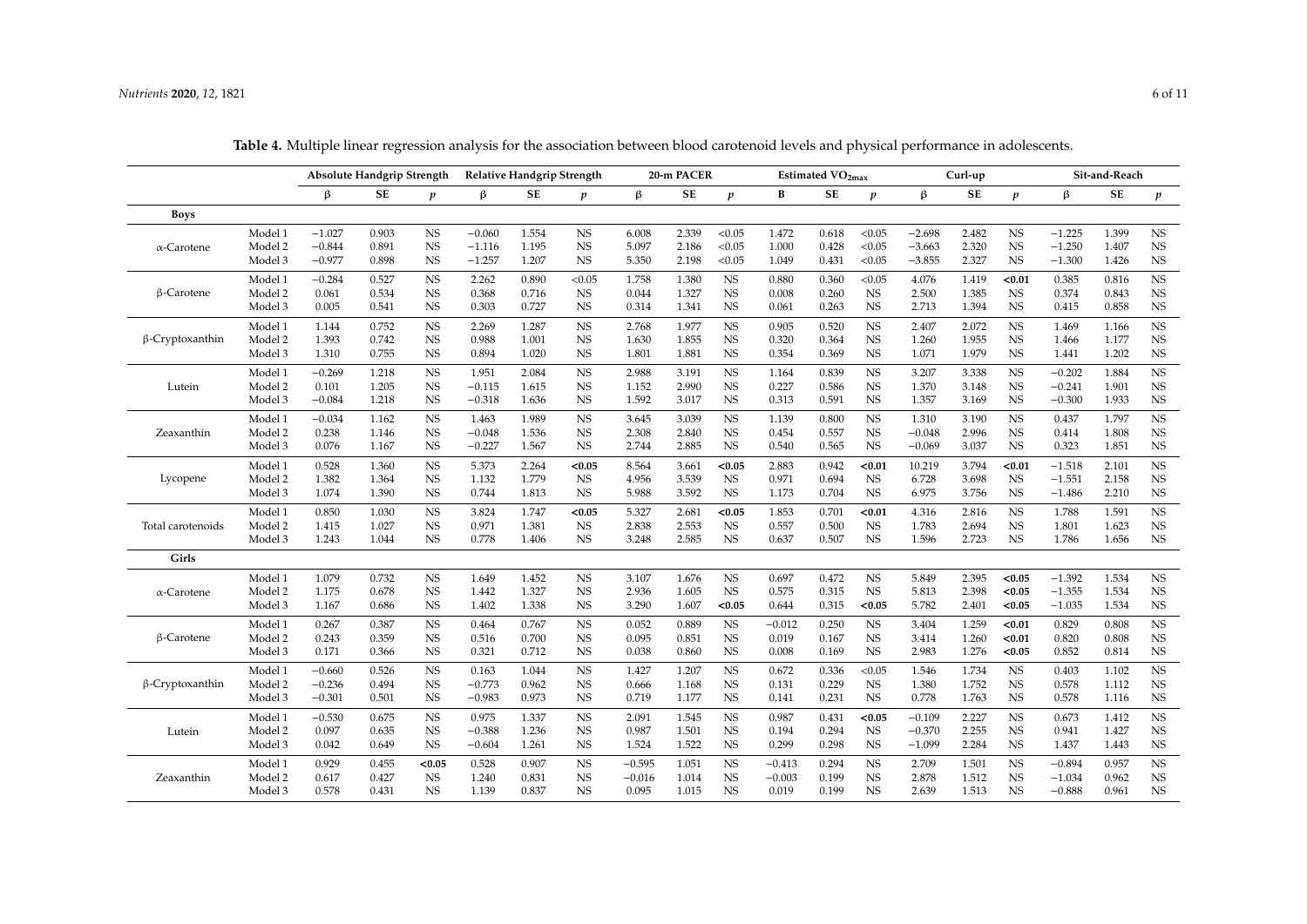**Table 4.** Multiple linear regression analysis for the association between blood carotenoid levels and physical performance in adolescents.

| | | Absolute Handgrip Strength | | | Relative Handgrip Strength | | | 20-m PACER | | | Estimated $VO_{2max}$ | | | Curl-up | | | Sit-and-Reach | | |
|---|---|---|---|---|---|---|---|---|---|---|---|---|---|---|---|---|---|---|---|
| | | β | SE | *p* | β | SE | *p* | β | SE | *p* | B | SE | *p* | β | SE | *p* | β | SE | *p* |
| **Boys** | | | | | | | | | | | | | | | | | | | |
| α-Carotene | Model 1 | −1.027 | 0.903 | NS | −0.060 | 1.554 | NS | 6.008 | 2.339 | <0.05 | 1.472 | 0.618 | <0.05 | −2.698 | 2.482 | NS | −1.225 | 1.399 | NS |
| | Model 2 | −0.844 | 0.891 | NS | −1.116 | 1.195 | NS | 5.097 | 2.186 | <0.05 | 1.000 | 0.428 | <0.05 | −3.663 | 2.320 | NS | −1.250 | 1.407 | NS |
| | Model 3 | −0.977 | 0.898 | NS | −1.257 | 1.207 | NS | 5.350 | 2.198 | <0.05 | 1.049 | 0.431 | <0.05 | −3.855 | 2.327 | NS | −1.300 | 1.426 | NS |
| β-Carotene | Model 1 | −0.284 | 0.527 | NS | 2.262 | 0.890 | <0.05 | 1.758 | 1.380 | NS | 0.880 | 0.360 | <0.05 | 4.076 | 1.419 | **<0.01** | 0.385 | 0.816 | NS |
| | Model 2 | 0.061 | 0.534 | NS | 0.368 | 0.716 | NS | 0.044 | 1.327 | NS | 0.008 | 0.260 | NS | 2.500 | 1.385 | NS | 0.374 | 0.843 | NS |
| | Model 3 | 0.005 | 0.541 | NS | 0.303 | 0.727 | NS | 0.314 | 1.341 | NS | 0.061 | 0.263 | NS | 2.713 | 1.394 | NS | 0.415 | 0.858 | NS |
| β-Cryptoxanthin | Model 1 | 1.144 | 0.752 | NS | 2.269 | 1.287 | NS | 2.768 | 1.977 | NS | 0.905 | 0.520 | NS | 2.407 | 2.072 | NS | 1.469 | 1.166 | NS |
| | Model 2 | 1.393 | 0.742 | NS | 0.988 | 1.001 | NS | 1.630 | 1.855 | NS | 0.320 | 0.364 | NS | 1.260 | 1.955 | NS | 1.466 | 1.177 | NS |
| | Model 3 | 1.310 | 0.755 | NS | 0.894 | 1.020 | NS | 1.801 | 1.881 | NS | 0.354 | 0.369 | NS | 1.071 | 1.979 | NS | 1.441 | 1.202 | NS |
| Lutein | Model 1 | −0.269 | 1.218 | NS | 1.951 | 2.084 | NS | 2.988 | 3.191 | NS | 1.164 | 0.839 | NS | 3.207 | 3.338 | NS | −0.202 | 1.884 | NS |
| | Model 2 | 0.101 | 1.205 | NS | −0.115 | 1.615 | NS | 1.152 | 2.990 | NS | 0.227 | 0.586 | NS | 1.370 | 3.148 | NS | −0.241 | 1.901 | NS |
| | Model 3 | −0.084 | 1.218 | NS | −0.318 | 1.636 | NS | 1.592 | 3.017 | NS | 0.313 | 0.591 | NS | 1.357 | 3.169 | NS | −0.300 | 1.933 | NS |
| Zeaxanthin | Model 1 | −0.034 | 1.162 | NS | 1.463 | 1.989 | NS | 3.645 | 3.039 | NS | 1.139 | 0.800 | NS | 1.310 | 3.190 | NS | 0.437 | 1.797 | NS |
| | Model 2 | 0.238 | 1.146 | NS | −0.048 | 1.536 | NS | 2.308 | 2.840 | NS | 0.454 | 0.557 | NS | −0.048 | 2.996 | NS | 0.414 | 1.808 | NS |
| | Model 3 | 0.076 | 1.167 | NS | −0.227 | 1.567 | NS | 2.744 | 2.885 | NS | 0.540 | 0.565 | NS | −0.069 | 3.037 | NS | 0.323 | 1.851 | NS |
| Lycopene | Model 1 | 0.528 | 1.360 | NS | 5.373 | 2.264 | **<0.05** | 8.564 | 3.661 | **<0.05** | 2.883 | 0.942 | **<0.01** | 10.219 | 3.794 | **<0.01** | −1.518 | 2.101 | NS |
| | Model 2 | 1.382 | 1.364 | NS | 1.132 | 1.779 | NS | 4.956 | 3.539 | NS | 0.971 | 0.694 | NS | 6.728 | 3.698 | NS | −1.551 | 2.158 | NS |
| | Model 3 | 1.074 | 1.390 | NS | 0.744 | 1.813 | NS | 5.988 | 3.592 | NS | 1.173 | 0.704 | NS | 6.975 | 3.756 | NS | −1.486 | 2.210 | NS |
| Total carotenoids | Model 1 | 0.850 | 1.030 | NS | 3.824 | 1.747 | **<0.05** | 5.327 | 2.681 | **<0.05** | 1.853 | 0.701 | **<0.01** | 4.316 | 2.816 | NS | 1.788 | 1.591 | NS |
| | Model 2 | 1.415 | 1.027 | NS | 0.971 | 1.381 | NS | 2.838 | 2.553 | NS | 0.557 | 0.500 | NS | 1.783 | 2.694 | NS | 1.801 | 1.623 | NS |
| | Model 3 | 1.243 | 1.044 | NS | 0.778 | 1.406 | NS | 3.248 | 2.585 | NS | 0.637 | 0.507 | NS | 1.596 | 2.723 | NS | 1.786 | 1.656 | NS |
| **Girls** | | | | | | | | | | | | | | | | | | | |
| α-Carotene | Model 1 | 1.079 | 0.732 | NS | 1.649 | 1.452 | NS | 3.107 | 1.676 | NS | 0.697 | 0.472 | NS | 5.849 | 2.395 | **<0.05** | −1.392 | 1.534 | NS |
| | Model 2 | 1.175 | 0.678 | NS | 1.442 | 1.327 | NS | 2.936 | 1.605 | NS | 0.575 | 0.315 | NS | 5.813 | 2.398 | **<0.05** | −1.355 | 1.534 | NS |
| | Model 3 | 1.167 | 0.686 | NS | 1.402 | 1.338 | NS | 3.290 | 1.607 | **<0.05** | 0.644 | 0.315 | **<0.05** | 5.782 | 2.401 | **<0.05** | −1.035 | 1.534 | NS |
| β-Carotene | Model 1 | 0.267 | 0.387 | NS | 0.464 | 0.767 | NS | 0.052 | 0.889 | NS | −0.012 | 0.250 | NS | 3.404 | 1.259 | **<0.01** | 0.829 | 0.808 | NS |
| | Model 2 | 0.243 | 0.359 | NS | 0.516 | 0.700 | NS | 0.095 | 0.851 | NS | 0.019 | 0.167 | NS | 3.414 | 1.260 | **<0.01** | 0.820 | 0.808 | NS |
| | Model 3 | 0.171 | 0.366 | NS | 0.321 | 0.712 | NS | 0.038 | 0.860 | NS | 0.008 | 0.169 | NS | 2.983 | 1.276 | **<0.05** | 0.852 | 0.814 | NS |
| β-Cryptoxanthin | Model 1 | −0.660 | 0.526 | NS | 0.163 | 1.044 | NS | 1.427 | 1.207 | NS | 0.672 | 0.336 | <0.05 | 1.546 | 1.734 | NS | 0.403 | 1.102 | NS |
| | Model 2 | −0.236 | 0.494 | NS | −0.773 | 0.962 | NS | 0.666 | 1.168 | NS | 0.131 | 0.229 | NS | 1.380 | 1.752 | NS | 0.578 | 1.112 | NS |
| | Model 3 | −0.301 | 0.501 | NS | −0.983 | 0.973 | NS | 0.719 | 1.177 | NS | 0.141 | 0.231 | NS | 0.778 | 1.763 | NS | 0.578 | 1.116 | NS |
| Lutein | Model 1 | −0.530 | 0.675 | NS | 0.975 | 1.337 | NS | 2.091 | 1.545 | NS | 0.987 | 0.431 | **<0.05** | −0.109 | 2.227 | NS | 0.673 | 1.412 | NS |
| | Model 2 | 0.097 | 0.635 | NS | −0.388 | 1.236 | NS | 0.987 | 1.501 | NS | 0.194 | 0.294 | NS | −0.370 | 2.255 | NS | 0.941 | 1.427 | NS |
| | Model 3 | 0.042 | 0.649 | NS | −0.604 | 1.261 | NS | 1.524 | 1.522 | NS | 0.299 | 0.298 | NS | −1.099 | 2.284 | NS | 1.437 | 1.443 | NS |
| Zeaxanthin | Model 1 | 0.929 | 0.455 | **<0.05** | 0.528 | 0.907 | NS | −0.595 | 1.051 | NS | −0.413 | 0.294 | NS | 2.709 | 1.501 | NS | −0.894 | 0.957 | NS |
| | Model 2 | 0.617 | 0.427 | NS | 1.240 | 0.831 | NS | −0.016 | 1.014 | NS | −0.003 | 0.199 | NS | 2.878 | 1.512 | NS | −1.034 | 0.962 | NS |
| | Model 3 | 0.578 | 0.431 | NS | 1.139 | 0.837 | NS | 0.095 | 1.015 | NS | 0.019 | 0.199 | NS | 2.639 | 1.513 | NS | −0.888 | 0.961 | NS |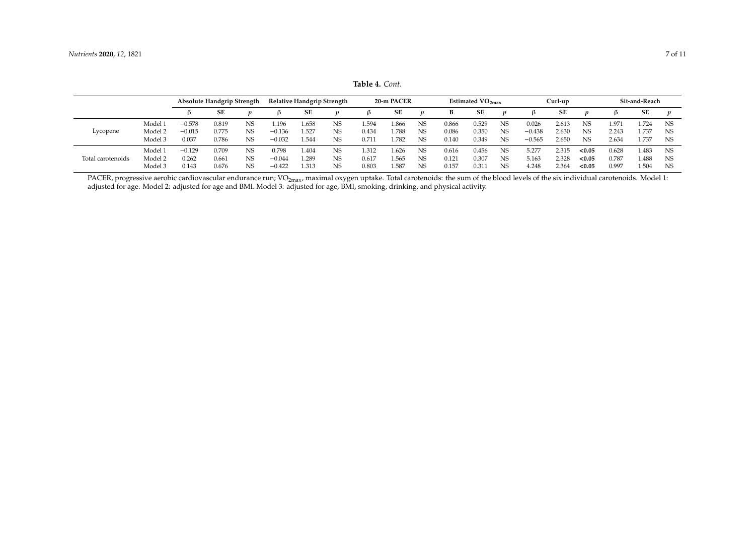**Table 4.** *Cont.*

| | | Absolute Handgrip Strength | | | Relative Handgrip Strength | | | 20-m PACER | | | Estimated $VO_{2max}$ | | | Curl-up | | | Sit-and-Reach | | |
|---|---|---|---|---|---|---|---|---|---|---|---|---|---|---|---|---|---|---|---|
| | | β | SE | *p* | β | SE | *p* | β | SE | *p* | Β | SE | *p* | β | SE | *p* | β | SE | *p* |
| Lycopene | Model 1 | −0.578 | 0.819 | NS | 1.196 | 1.658 | NS | 1.594 | 1.866 | NS | 0.866 | 0.529 | NS | 0.026 | 2.613 | NS | 1.971 | 1.724 | NS |
| | Model 2 | −0.015 | 0.775 | NS | −0.136 | 1.527 | NS | 0.434 | 1.788 | NS | 0.086 | 0.350 | NS | −0.438 | 2.630 | NS | 2.243 | 1.737 | NS |
| | Model 3 | 0.037 | 0.786 | NS | −0.032 | 1.544 | NS | 0.711 | 1.782 | NS | 0.140 | 0.349 | NS | −0.565 | 2.650 | NS | 2.634 | 1.737 | NS |
| Total carotenoids | Model 1 | −0.129 | 0.709 | NS | 0.798 | 1.404 | NS | 1.312 | 1.626 | NS | 0.616 | 0.456 | NS | 5.277 | 2.315 | **<0.05** | 0.628 | 1.483 | NS |
| | Model 2 | 0.262 | 0.661 | NS | −0.044 | 1.289 | NS | 0.617 | 1.565 | NS | 0.121 | 0.307 | NS | 5.163 | 2.328 | **<0.05** | 0.787 | 1.488 | NS |
| | Model 3 | 0.143 | 0.676 | NS | −0.422 | 1.313 | NS | 0.803 | 1.587 | NS | 0.157 | 0.311 | NS | 4.248 | 2.364 | **<0.05** | 0.997 | 1.504 | NS |

PACER, progressive aerobic cardiovascular endurance run; $VO_{2max}$, maximal oxygen uptake. Total carotenoids: the sum of the blood levels of the six individual carotenoids. Model 1: adjusted for age. Model 2: adjusted for age and BMI. Model 3: adjusted for age, BMI, smoking, drinking, and physical activity.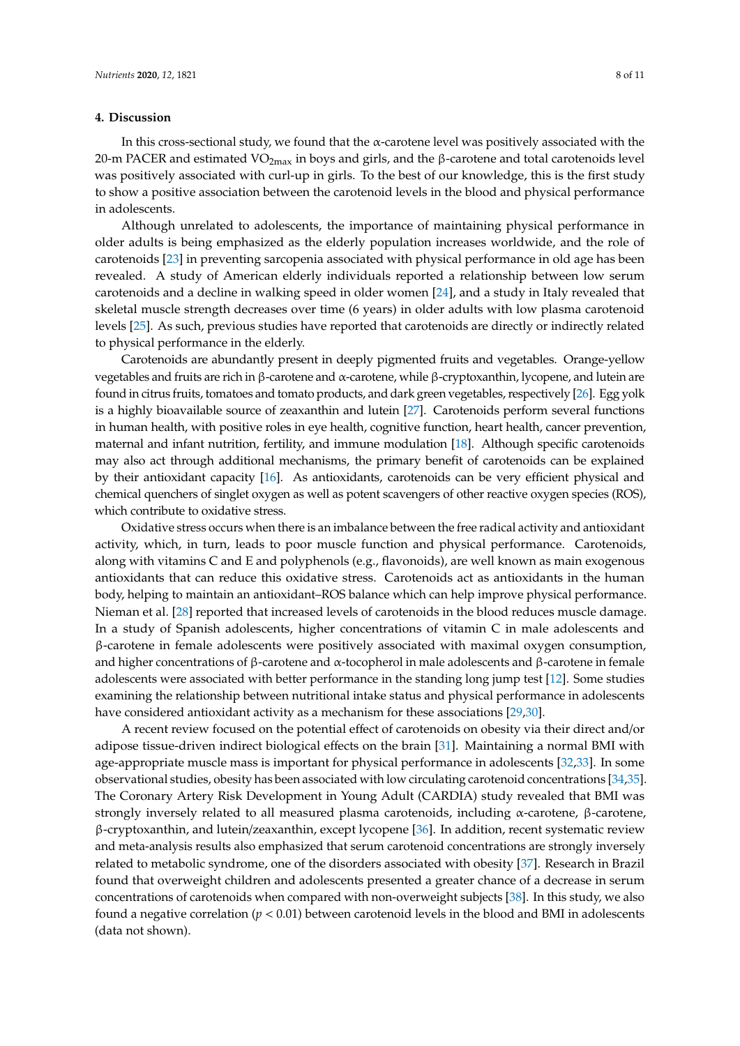## 4. Discussion

In this cross-sectional study, we found that the α-carotene level was positively associated with the 20-m PACER and estimated $VO_{2max}$ in boys and girls, and the β-carotene and total carotenoids level was positively associated with curl-up in girls. To the best of our knowledge, this is the first study to show a positive association between the carotenoid levels in the blood and physical performance in adolescents.

Although unrelated to adolescents, the importance of maintaining physical performance in older adults is being emphasized as the elderly population increases worldwide, and the role of carotenoids [23] in preventing sarcopenia associated with physical performance in old age has been revealed. A study of American elderly individuals reported a relationship between low serum carotenoids and a decline in walking speed in older women [24], and a study in Italy revealed that skeletal muscle strength decreases over time (6 years) in older adults with low plasma carotenoid levels [25]. As such, previous studies have reported that carotenoids are directly or indirectly related to physical performance in the elderly.

Carotenoids are abundantly present in deeply pigmented fruits and vegetables. Orange-yellow vegetables and fruits are rich in β-carotene and α-carotene, while β-cryptoxanthin, lycopene, and lutein are found in citrus fruits, tomatoes and tomato products, and dark green vegetables, respectively [26]. Egg yolk is a highly bioavailable source of zeaxanthin and lutein [27]. Carotenoids perform several functions in human health, with positive roles in eye health, cognitive function, heart health, cancer prevention, maternal and infant nutrition, fertility, and immune modulation [18]. Although specific carotenoids may also act through additional mechanisms, the primary benefit of carotenoids can be explained by their antioxidant capacity [16]. As antioxidants, carotenoids can be very efficient physical and chemical quenchers of singlet oxygen as well as potent scavengers of other reactive oxygen species (ROS), which contribute to oxidative stress.

Oxidative stress occurs when there is an imbalance between the free radical activity and antioxidant activity, which, in turn, leads to poor muscle function and physical performance. Carotenoids, along with vitamins C and E and polyphenols (e.g., flavonoids), are well known as main exogenous antioxidants that can reduce this oxidative stress. Carotenoids act as antioxidants in the human body, helping to maintain an antioxidant–ROS balance which can help improve physical performance. Nieman et al. [28] reported that increased levels of carotenoids in the blood reduces muscle damage. In a study of Spanish adolescents, higher concentrations of vitamin C in male adolescents and β-carotene in female adolescents were positively associated with maximal oxygen consumption, and higher concentrations of β-carotene and α-tocopherol in male adolescents and β-carotene in female adolescents were associated with better performance in the standing long jump test [12]. Some studies examining the relationship between nutritional intake status and physical performance in adolescents have considered antioxidant activity as a mechanism for these associations [29,30].

A recent review focused on the potential effect of carotenoids on obesity via their direct and/or adipose tissue-driven indirect biological effects on the brain [31]. Maintaining a normal BMI with age-appropriate muscle mass is important for physical performance in adolescents [32,33]. In some observational studies, obesity has been associated with low circulating carotenoid concentrations [34,35]. The Coronary Artery Risk Development in Young Adult (CARDIA) study revealed that BMI was strongly inversely related to all measured plasma carotenoids, including α-carotene, β-carotene, β-cryptoxanthin, and lutein/zeaxanthin, except lycopene [36]. In addition, recent systematic review and meta-analysis results also emphasized that serum carotenoid concentrations are strongly inversely related to metabolic syndrome, one of the disorders associated with obesity [37]. Research in Brazil found that overweight children and adolescents presented a greater chance of a decrease in serum concentrations of carotenoids when compared with non-overweight subjects [38]. In this study, we also found a negative correlation ($p < 0.01$) between carotenoid levels in the blood and BMI in adolescents (data not shown).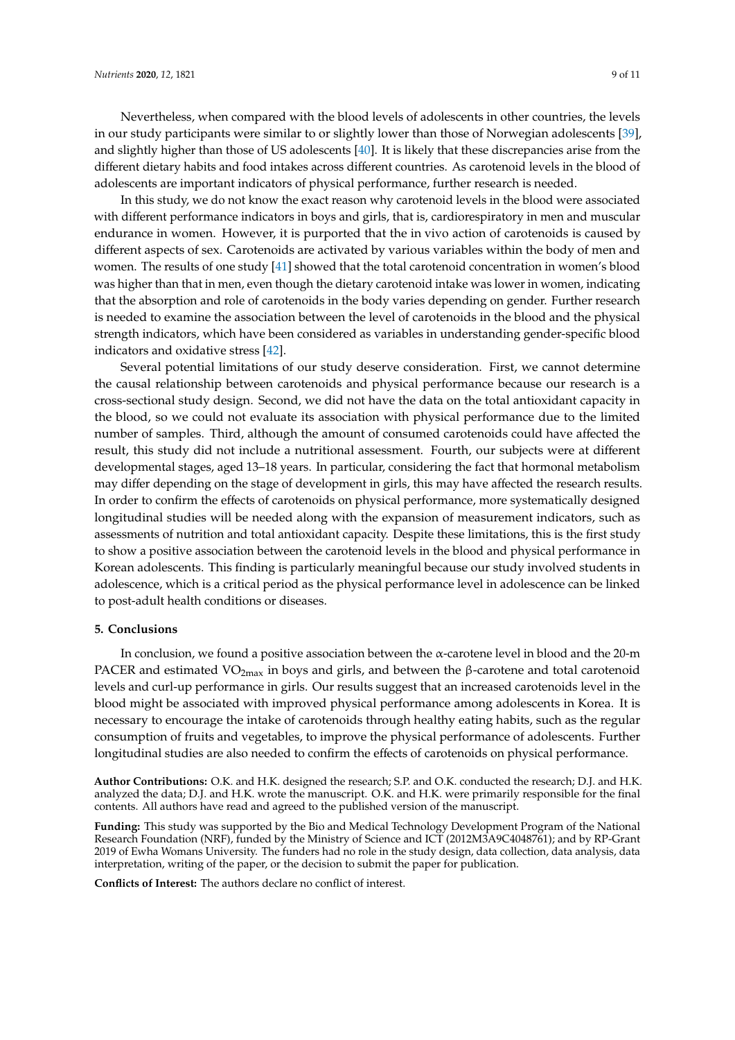Nevertheless, when compared with the blood levels of adolescents in other countries, the levels in our study participants were similar to or slightly lower than those of Norwegian adolescents [39], and slightly higher than those of US adolescents [40]. It is likely that these discrepancies arise from the different dietary habits and food intakes across different countries. As carotenoid levels in the blood of adolescents are important indicators of physical performance, further research is needed.

In this study, we do not know the exact reason why carotenoid levels in the blood were associated with different performance indicators in boys and girls, that is, cardiorespiratory in men and muscular endurance in women. However, it is purported that the in vivo action of carotenoids is caused by different aspects of sex. Carotenoids are activated by various variables within the body of men and women. The results of one study [41] showed that the total carotenoid concentration in women's blood was higher than that in men, even though the dietary carotenoid intake was lower in women, indicating that the absorption and role of carotenoids in the body varies depending on gender. Further research is needed to examine the association between the level of carotenoids in the blood and the physical strength indicators, which have been considered as variables in understanding gender-specific blood indicators and oxidative stress [42].

Several potential limitations of our study deserve consideration. First, we cannot determine the causal relationship between carotenoids and physical performance because our research is a cross-sectional study design. Second, we did not have the data on the total antioxidant capacity in the blood, so we could not evaluate its association with physical performance due to the limited number of samples. Third, although the amount of consumed carotenoids could have affected the result, this study did not include a nutritional assessment. Fourth, our subjects were at different developmental stages, aged 13–18 years. In particular, considering the fact that hormonal metabolism may differ depending on the stage of development in girls, this may have affected the research results. In order to confirm the effects of carotenoids on physical performance, more systematically designed longitudinal studies will be needed along with the expansion of measurement indicators, such as assessments of nutrition and total antioxidant capacity. Despite these limitations, this is the first study to show a positive association between the carotenoid levels in the blood and physical performance in Korean adolescents. This finding is particularly meaningful because our study involved students in adolescence, which is a critical period as the physical performance level in adolescence can be linked to post-adult health conditions or diseases.

## 5. Conclusions

In conclusion, we found a positive association between the α-carotene level in blood and the 20-m PACER and estimated $VO_{2max}$ in boys and girls, and between the β-carotene and total carotenoid levels and curl-up performance in girls. Our results suggest that an increased carotenoids level in the blood might be associated with improved physical performance among adolescents in Korea. It is necessary to encourage the intake of carotenoids through healthy eating habits, such as the regular consumption of fruits and vegetables, to improve the physical performance of adolescents. Further longitudinal studies are also needed to confirm the effects of carotenoids on physical performance.

**Author Contributions:** O.K. and H.K. designed the research; S.P. and O.K. conducted the research; D.J. and H.K. analyzed the data; D.J. and H.K. wrote the manuscript. O.K. and H.K. were primarily responsible for the final contents. All authors have read and agreed to the published version of the manuscript.

**Funding:** This study was supported by the Bio and Medical Technology Development Program of the National Research Foundation (NRF), funded by the Ministry of Science and ICT (2012M3A9C4048761); and by RP-Grant 2019 of Ewha Womans University. The funders had no role in the study design, data collection, data analysis, data interpretation, writing of the paper, or the decision to submit the paper for publication.

**Conflicts of Interest:** The authors declare no conflict of interest.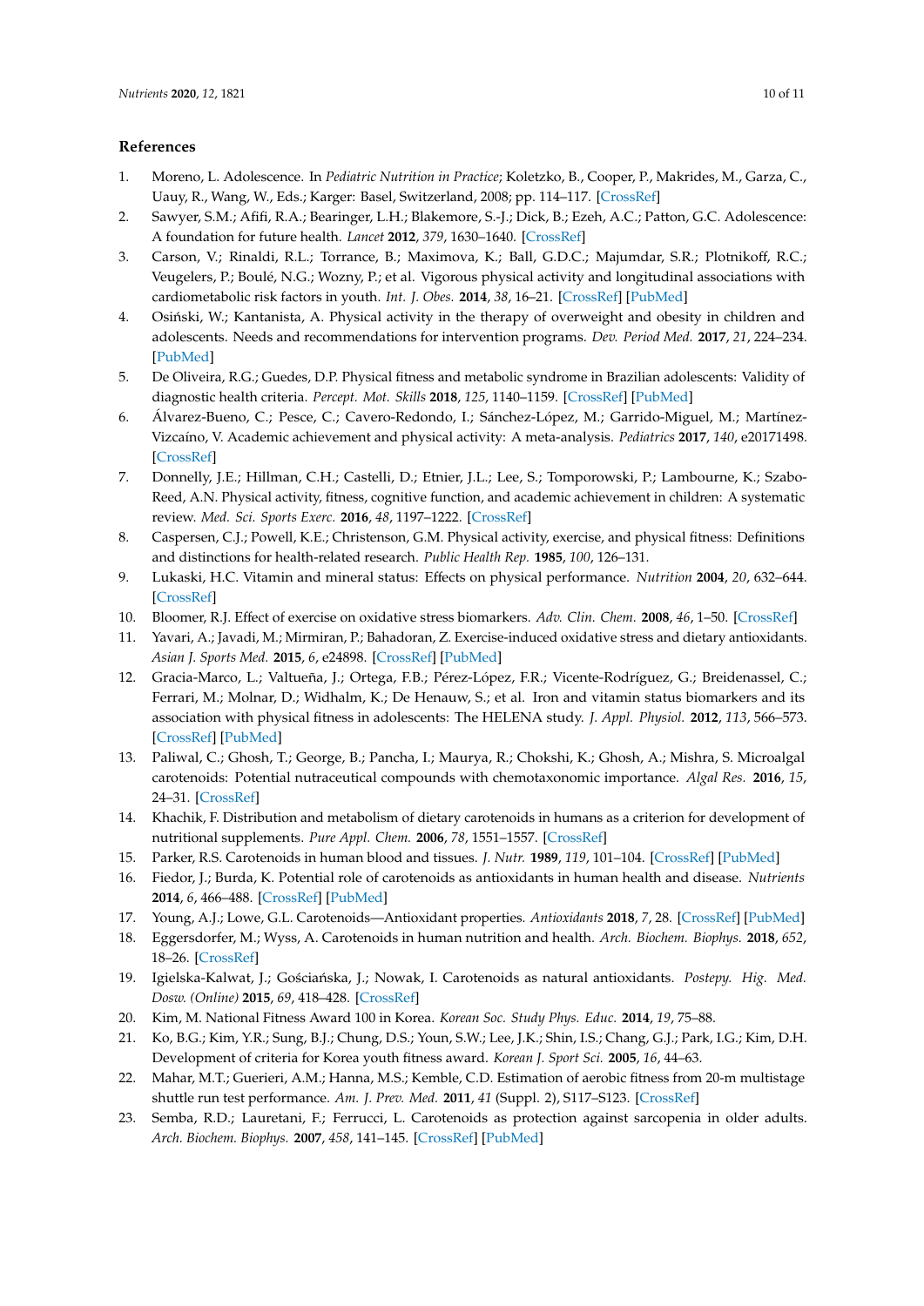## References

1. Moreno, L. Adolescence. In *Pediatric Nutrition in Practice*; Koletzko, B., Cooper, P., Makrides, M., Garza, C., Uauy, R., Wang, W., Eds.; Karger: Basel, Switzerland, 2008; pp. 114–117. [CrossRef]
2. Sawyer, S.M.; Afifi, R.A.; Bearinger, L.H.; Blakemore, S.-J.; Dick, B.; Ezeh, A.C.; Patton, G.C. Adolescence: A foundation for future health. *Lancet* **2012**, *379*, 1630–1640. [CrossRef]
3. Carson, V.; Rinaldi, R.L.; Torrance, B.; Maximova, K.; Ball, G.D.C.; Majumdar, S.R.; Plotnikoff, R.C.; Veugelers, P.; Boulé, N.G.; Wozny, P.; et al. Vigorous physical activity and longitudinal associations with cardiometabolic risk factors in youth. *Int. J. Obes.* **2014**, *38*, 16–21. [CrossRef] [PubMed]
4. Osiński, W.; Kantanista, A. Physical activity in the therapy of overweight and obesity in children and adolescents. Needs and recommendations for intervention programs. *Dev. Period Med.* **2017**, *21*, 224–234. [PubMed]
5. De Oliveira, R.G.; Guedes, D.P. Physical fitness and metabolic syndrome in Brazilian adolescents: Validity of diagnostic health criteria. *Percept. Mot. Skills* **2018**, *125*, 1140–1159. [CrossRef] [PubMed]
6. Álvarez-Bueno, C.; Pesce, C.; Cavero-Redondo, I.; Sánchez-López, M.; Garrido-Miguel, M.; Martínez-Vizcaíno, V. Academic achievement and physical activity: A meta-analysis. *Pediatrics* **2017**, *140*, e20171498. [CrossRef]
7. Donnelly, J.E.; Hillman, C.H.; Castelli, D.; Etnier, J.L.; Lee, S.; Tomporowski, P.; Lambourne, K.; Szabo-Reed, A.N. Physical activity, fitness, cognitive function, and academic achievement in children: A systematic review. *Med. Sci. Sports Exerc.* **2016**, *48*, 1197–1222. [CrossRef]
8. Caspersen, C.J.; Powell, K.E.; Christenson, G.M. Physical activity, exercise, and physical fitness: Definitions and distinctions for health-related research. *Public Health Rep.* **1985**, *100*, 126–131.
9. Lukaski, H.C. Vitamin and mineral status: Effects on physical performance. *Nutrition* **2004**, *20*, 632–644. [CrossRef]
10. Bloomer, R.J. Effect of exercise on oxidative stress biomarkers. *Adv. Clin. Chem.* **2008**, *46*, 1–50. [CrossRef]
11. Yavari, A.; Javadi, M.; Mirmiran, P.; Bahadoran, Z. Exercise-induced oxidative stress and dietary antioxidants. *Asian J. Sports Med.* **2015**, *6*, e24898. [CrossRef] [PubMed]
12. Gracia-Marco, L.; Valtueña, J.; Ortega, F.B.; Pérez-López, F.R.; Vicente-Rodríguez, G.; Breidenassel, C.; Ferrari, M.; Molnar, D.; Widhalm, K.; De Henauw, S.; et al. Iron and vitamin status biomarkers and its association with physical fitness in adolescents: The HELENA study. *J. Appl. Physiol.* **2012**, *113*, 566–573. [CrossRef] [PubMed]
13. Paliwal, C.; Ghosh, T.; George, B.; Pancha, I.; Maurya, R.; Chokshi, K.; Ghosh, A.; Mishra, S. Microalgal carotenoids: Potential nutraceutical compounds with chemotaxonomic importance. *Algal Res.* **2016**, *15*, 24–31. [CrossRef]
14. Khachik, F. Distribution and metabolism of dietary carotenoids in humans as a criterion for development of nutritional supplements. *Pure Appl. Chem.* **2006**, *78*, 1551–1557. [CrossRef]
15. Parker, R.S. Carotenoids in human blood and tissues. *J. Nutr.* **1989**, *119*, 101–104. [CrossRef] [PubMed]
16. Fiedor, J.; Burda, K. Potential role of carotenoids as antioxidants in human health and disease. *Nutrients* **2014**, *6*, 466–488. [CrossRef] [PubMed]
17. Young, A.J.; Lowe, G.L. Carotenoids—Antioxidant properties. *Antioxidants* **2018**, *7*, 28. [CrossRef] [PubMed]
18. Eggersdorfer, M.; Wyss, A. Carotenoids in human nutrition and health. *Arch. Biochem. Biophys.* **2018**, *652*, 18–26. [CrossRef]
19. Igielska-Kalwat, J.; Gościańska, J.; Nowak, I. Carotenoids as natural antioxidants. *Postepy. Hig. Med. Dosw. (Online)* **2015**, *69*, 418–428. [CrossRef]
20. Kim, M. National Fitness Award 100 in Korea. *Korean Soc. Study Phys. Educ.* **2014**, *19*, 75–88.
21. Ko, B.G.; Kim, Y.R.; Sung, B.J.; Chung, D.S.; Youn, S.W.; Lee, J.K.; Shin, I.S.; Chang, G.J.; Park, I.G.; Kim, D.H. Development of criteria for Korea youth fitness award. *Korean J. Sport Sci.* **2005**, *16*, 44–63.
22. Mahar, M.T.; Guerieri, A.M.; Hanna, M.S.; Kemble, C.D. Estimation of aerobic fitness from 20-m multistage shuttle run test performance. *Am. J. Prev. Med.* **2011**, *41* (Suppl. 2), S117–S123. [CrossRef]
23. Semba, R.D.; Lauretani, F.; Ferrucci, L. Carotenoids as protection against sarcopenia in older adults. *Arch. Biochem. Biophys.* **2007**, *458*, 141–145. [CrossRef] [PubMed]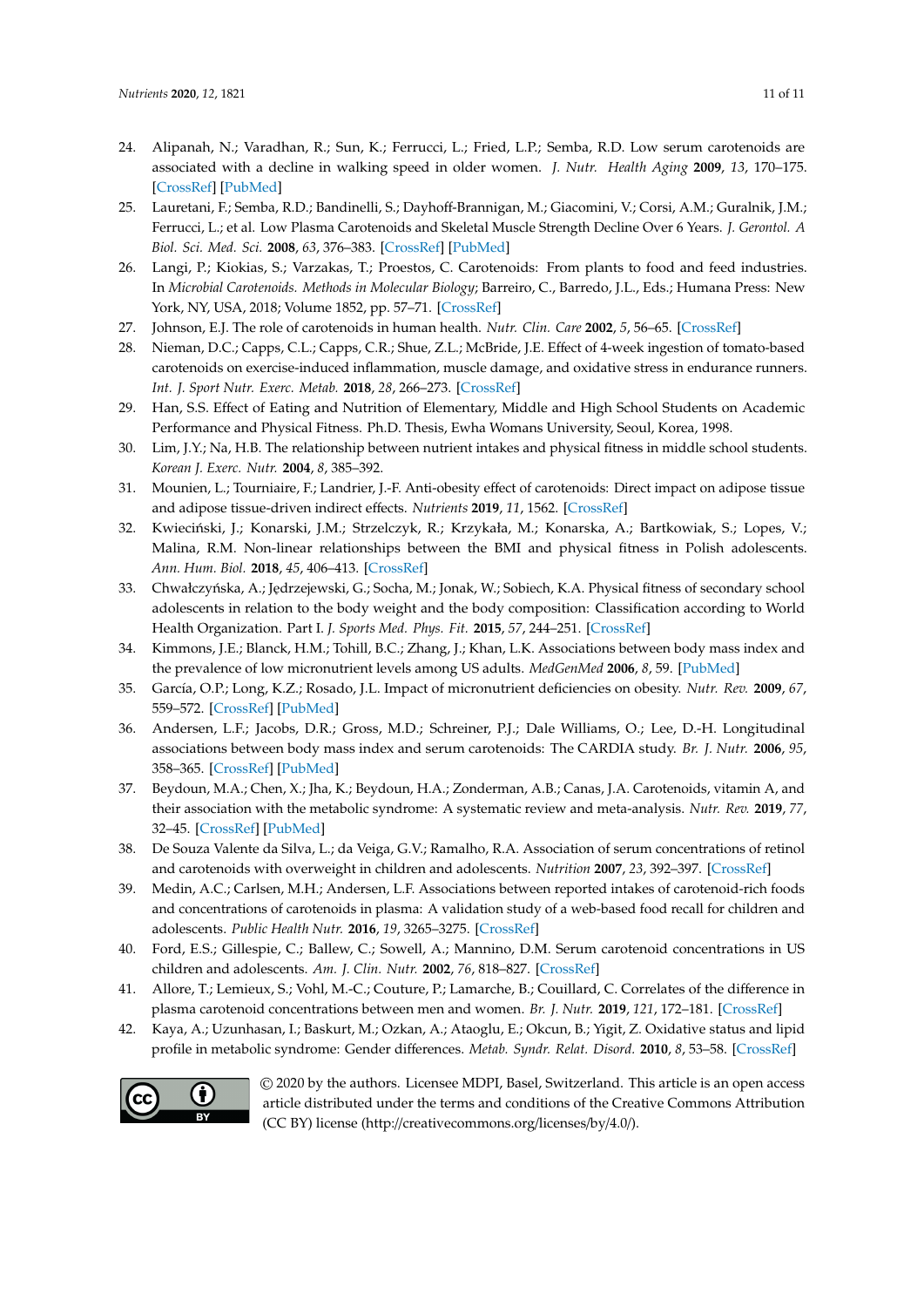24. Alipanah, N.; Varadhan, R.; Sun, K.; Ferrucci, L.; Fried, L.P.; Semba, R.D. Low serum carotenoids are associated with a decline in walking speed in older women. *J. Nutr. Health Aging* **2009**, *13*, 170–175. [CrossRef] [PubMed]
25. Lauretani, F.; Semba, R.D.; Bandinelli, S.; Dayhoff-Brannigan, M.; Giacomini, V.; Corsi, A.M.; Guralnik, J.M.; Ferrucci, L.; et al. Low Plasma Carotenoids and Skeletal Muscle Strength Decline Over 6 Years. *J. Gerontol. A Biol. Sci. Med. Sci.* **2008**, *63*, 376–383. [CrossRef] [PubMed]
26. Langi, P.; Kiokias, S.; Varzakas, T.; Proestos, C. Carotenoids: From plants to food and feed industries. In *Microbial Carotenoids. Methods in Molecular Biology*; Barreiro, C., Barredo, J.L., Eds.; Humana Press: New York, NY, USA, 2018; Volume 1852, pp. 57–71. [CrossRef]
27. Johnson, E.J. The role of carotenoids in human health. *Nutr. Clin. Care* **2002**, *5*, 56–65. [CrossRef]
28. Nieman, D.C.; Capps, C.L.; Capps, C.R.; Shue, Z.L.; McBride, J.E. Effect of 4-week ingestion of tomato-based carotenoids on exercise-induced inflammation, muscle damage, and oxidative stress in endurance runners. *Int. J. Sport Nutr. Exerc. Metab.* **2018**, *28*, 266–273. [CrossRef]
29. Han, S.S. Effect of Eating and Nutrition of Elementary, Middle and High School Students on Academic Performance and Physical Fitness. Ph.D. Thesis, Ewha Womans University, Seoul, Korea, 1998.
30. Lim, J.Y.; Na, H.B. The relationship between nutrient intakes and physical fitness in middle school students. *Korean J. Exerc. Nutr.* **2004**, *8*, 385–392.
31. Mounien, L.; Tourniaire, F.; Landrier, J.-F. Anti-obesity effect of carotenoids: Direct impact on adipose tissue and adipose tissue-driven indirect effects. *Nutrients* **2019**, *11*, 1562. [CrossRef]
32. Kwieciński, J.; Konarski, J.M.; Strzelczyk, R.; Krzykała, M.; Konarska, A.; Bartkowiak, S.; Lopes, V.; Malina, R.M. Non-linear relationships between the BMI and physical fitness in Polish adolescents. *Ann. Hum. Biol.* **2018**, *45*, 406–413. [CrossRef]
33. Chwałczyńska, A.; Jędrzejewski, G.; Socha, M.; Jonak, W.; Sobiech, K.A. Physical fitness of secondary school adolescents in relation to the body weight and the body composition: Classification according to World Health Organization. Part I. *J. Sports Med. Phys. Fit.* **2015**, *57*, 244–251. [CrossRef]
34. Kimmons, J.E.; Blanck, H.M.; Tohill, B.C.; Zhang, J.; Khan, L.K. Associations between body mass index and the prevalence of low micronutrient levels among US adults. *MedGenMed* **2006**, *8*, 59. [PubMed]
35. García, O.P.; Long, K.Z.; Rosado, J.L. Impact of micronutrient deficiencies on obesity. *Nutr. Rev.* **2009**, *67*, 559–572. [CrossRef] [PubMed]
36. Andersen, L.F.; Jacobs, D.R.; Gross, M.D.; Schreiner, P.J.; Dale Williams, O.; Lee, D.-H. Longitudinal associations between body mass index and serum carotenoids: The CARDIA study. *Br. J. Nutr.* **2006**, *95*, 358–365. [CrossRef] [PubMed]
37. Beydoun, M.A.; Chen, X.; Jha, K.; Beydoun, H.A.; Zonderman, A.B.; Canas, J.A. Carotenoids, vitamin A, and their association with the metabolic syndrome: A systematic review and meta-analysis. *Nutr. Rev.* **2019**, *77*, 32–45. [CrossRef] [PubMed]
38. De Souza Valente da Silva, L.; da Veiga, G.V.; Ramalho, R.A. Association of serum concentrations of retinol and carotenoids with overweight in children and adolescents. *Nutrition* **2007**, *23*, 392–397. [CrossRef]
39. Medin, A.C.; Carlsen, M.H.; Andersen, L.F. Associations between reported intakes of carotenoid-rich foods and concentrations of carotenoids in plasma: A validation study of a web-based food recall for children and adolescents. *Public Health Nutr.* **2016**, *19*, 3265–3275. [CrossRef]
40. Ford, E.S.; Gillespie, C.; Ballew, C.; Sowell, A.; Mannino, D.M. Serum carotenoid concentrations in US children and adolescents. *Am. J. Clin. Nutr.* **2002**, *76*, 818–827. [CrossRef]
41. Allore, T.; Lemieux, S.; Vohl, M.-C.; Couture, P.; Lamarche, B.; Couillard, C. Correlates of the difference in plasma carotenoid concentrations between men and women. *Br. J. Nutr.* **2019**, *121*, 172–181. [CrossRef]
42. Kaya, A.; Uzunhasan, I.; Baskurt, M.; Ozkan, A.; Ataoglu, E.; Okcun, B.; Yigit, Z. Oxidative status and lipid profile in metabolic syndrome: Gender differences. *Metab. Syndr. Relat. Disord.* **2010**, *8*, 53–58. [CrossRef]

© 2020 by the authors. Licensee MDPI, Basel, Switzerland. This article is an open access article distributed under the terms and conditions of the Creative Commons Attribution (CC BY) license (http://creativecommons.org/licenses/by/4.0/).